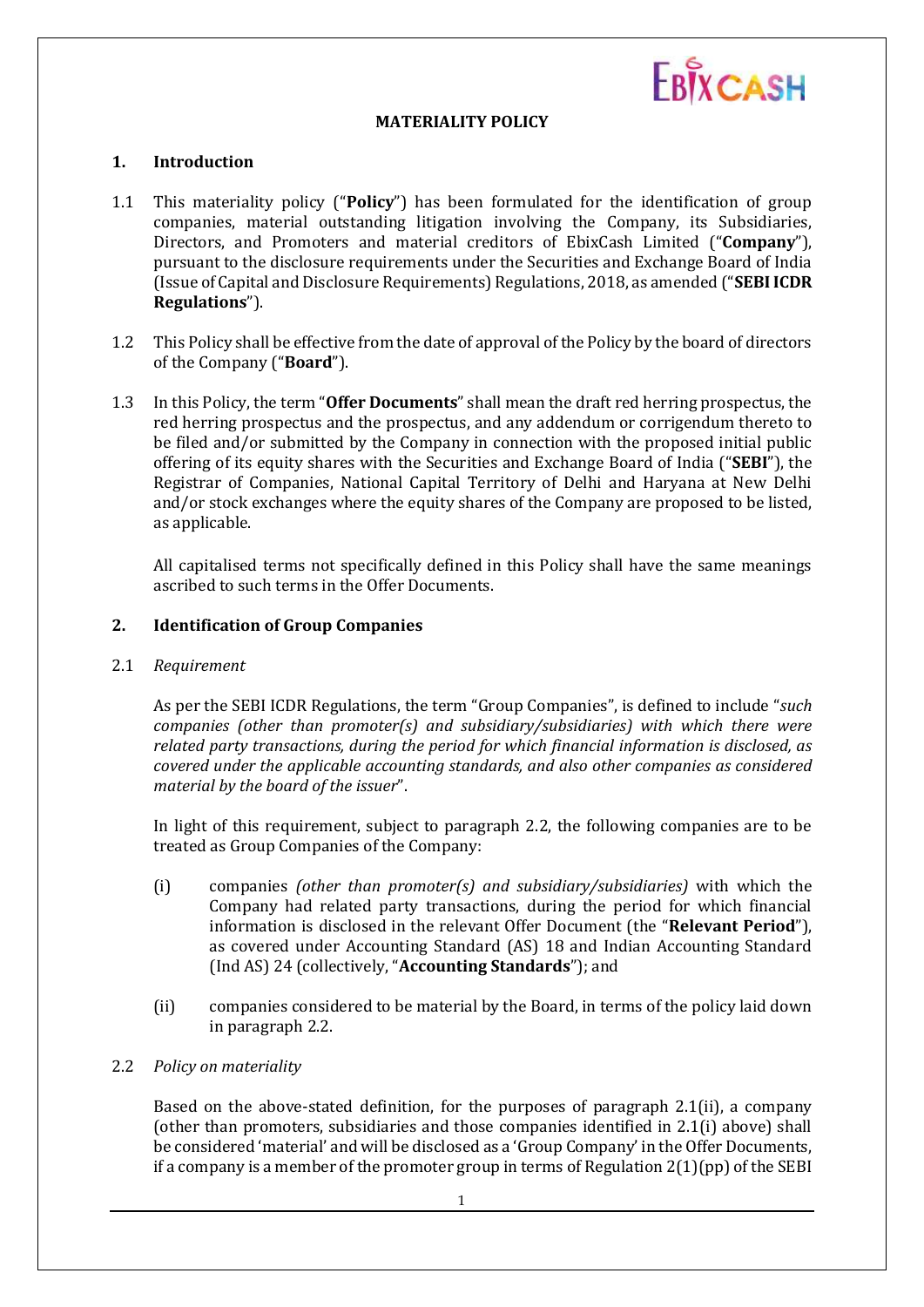# MATERIALITY POLICY

## 1. Introduction

1.1 This materiality policy ("**Policy**") has been formulated for the identification of group companies, material outstanding litigation involving the Company, its Subsidiaries, Directors, and Promoters and material creditors of EbixCash Limited ("**Company**"), pursuant to the disclosure requirements under the Securities and Exchange Board of India (Issue of Capital and Disclosure Requirements) Regulations, 2018, as amended ("**SEBI ICDR Regulations**").

1.2 This Policy shall be effective from the date of approval of the Policy by the board of directors of the Company ("**Board**").

1.3 In this Policy, the term "**Offer Documents**" shall mean the draft red herring prospectus, the red herring prospectus and the prospectus, and any addendum or corrigendum thereto to be filed and/or submitted by the Company in connection with the proposed initial public offering of its equity shares with the Securities and Exchange Board of India ("**SEBI**"), the Registrar of Companies, National Capital Territory of Delhi and Haryana at New Delhi and/or stock exchanges where the equity shares of the Company are proposed to be listed, as applicable.

All capitalised terms not specifically defined in this Policy shall have the same meanings ascribed to such terms in the Offer Documents.

## 2. Identification of Group Companies

2.1 *Requirement*

As per the SEBI ICDR Regulations, the term "Group Companies", is defined to include "*such companies (other than promoter(s) and subsidiary/subsidiaries) with which there were related party transactions, during the period for which financial information is disclosed, as covered under the applicable accounting standards, and also other companies as considered material by the board of the issuer*".

In light of this requirement, subject to paragraph 2.2, the following companies are to be treated as Group Companies of the Company:

(i) companies *(other than promoter(s) and subsidiary/subsidiaries)* with which the Company had related party transactions, during the period for which financial information is disclosed in the relevant Offer Document (the "**Relevant Period**"), as covered under Accounting Standard (AS) 18 and Indian Accounting Standard (Ind AS) 24 (collectively, "**Accounting Standards**"); and

(ii) companies considered to be material by the Board, in terms of the policy laid down in paragraph 2.2.

2.2 *Policy on materiality*

Based on the above-stated definition, for the purposes of paragraph 2.1(ii), a company (other than promoters, subsidiaries and those companies identified in 2.1(i) above) shall be considered 'material' and will be disclosed as a 'Group Company' in the Offer Documents, if a company is a member of the promoter group in terms of Regulation 2(1)(pp) of the SEBI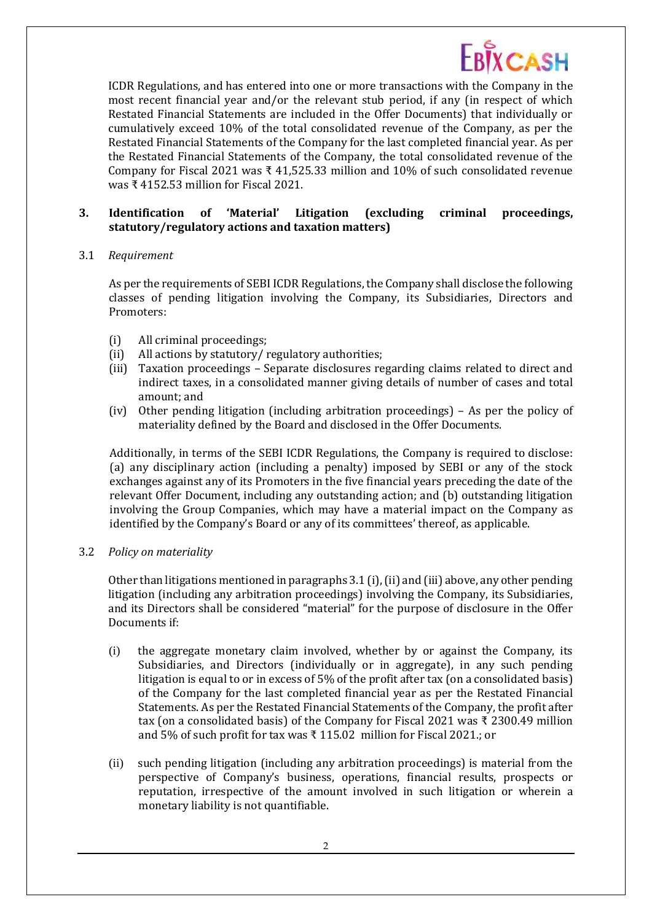ICDR Regulations, and has entered into one or more transactions with the Company in the most recent financial year and/or the relevant stub period, if any (in respect of which Restated Financial Statements are included in the Offer Documents) that individually or cumulatively exceed 10% of the total consolidated revenue of the Company, as per the Restated Financial Statements of the Company for the last completed financial year. As per the Restated Financial Statements of the Company, the total consolidated revenue of the Company for Fiscal 2021 was ₹ 41,525.33 million and 10% of such consolidated revenue was ₹ 4152.53 million for Fiscal 2021.

## 3. Identification of 'Material' Litigation (excluding criminal proceedings, statutory/regulatory actions and taxation matters)

3.1 *Requirement*

As per the requirements of SEBI ICDR Regulations, the Company shall disclose the following classes of pending litigation involving the Company, its Subsidiaries, Directors and Promoters:

(i) All criminal proceedings;
(ii) All actions by statutory/ regulatory authorities;
(iii) Taxation proceedings – Separate disclosures regarding claims related to direct and indirect taxes, in a consolidated manner giving details of number of cases and total amount; and
(iv) Other pending litigation (including arbitration proceedings) – As per the policy of materiality defined by the Board and disclosed in the Offer Documents.

Additionally, in terms of the SEBI ICDR Regulations, the Company is required to disclose: (a) any disciplinary action (including a penalty) imposed by SEBI or any of the stock exchanges against any of its Promoters in the five financial years preceding the date of the relevant Offer Document, including any outstanding action; and (b) outstanding litigation involving the Group Companies, which may have a material impact on the Company as identified by the Company's Board or any of its committees' thereof, as applicable.

3.2 *Policy on materiality*

Other than litigations mentioned in paragraphs 3.1 (i), (ii) and (iii) above, any other pending litigation (including any arbitration proceedings) involving the Company, its Subsidiaries, and its Directors shall be considered "material" for the purpose of disclosure in the Offer Documents if:

(i) the aggregate monetary claim involved, whether by or against the Company, its Subsidiaries, and Directors (individually or in aggregate), in any such pending litigation is equal to or in excess of 5% of the profit after tax (on a consolidated basis) of the Company for the last completed financial year as per the Restated Financial Statements. As per the Restated Financial Statements of the Company, the profit after tax (on a consolidated basis) of the Company for Fiscal 2021 was ₹ 2300.49 million and 5% of such profit for tax was ₹ 115.02 million for Fiscal 2021.; or

(ii) such pending litigation (including any arbitration proceedings) is material from the perspective of Company's business, operations, financial results, prospects or reputation, irrespective of the amount involved in such litigation or wherein a monetary liability is not quantifiable.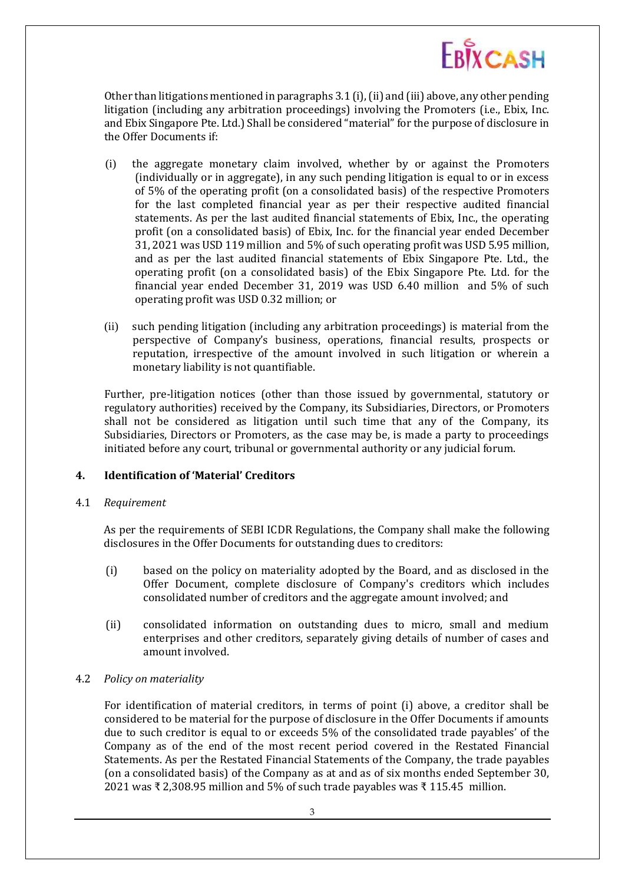Other than litigations mentioned in paragraphs 3.1 (i), (ii) and (iii) above, any other pending litigation (including any arbitration proceedings) involving the Promoters (i.e., Ebix, Inc. and Ebix Singapore Pte. Ltd.) Shall be considered "material" for the purpose of disclosure in the Offer Documents if:

(i) the aggregate monetary claim involved, whether by or against the Promoters (individually or in aggregate), in any such pending litigation is equal to or in excess of 5% of the operating profit (on a consolidated basis) of the respective Promoters for the last completed financial year as per their respective audited financial statements. As per the last audited financial statements of Ebix, Inc., the operating profit (on a consolidated basis) of Ebix, Inc. for the financial year ended December 31, 2021 was USD 119 million and 5% of such operating profit was USD 5.95 million, and as per the last audited financial statements of Ebix Singapore Pte. Ltd., the operating profit (on a consolidated basis) of the Ebix Singapore Pte. Ltd. for the financial year ended December 31, 2019 was USD 6.40 million and 5% of such operating profit was USD 0.32 million; or

(ii) such pending litigation (including any arbitration proceedings) is material from the perspective of Company's business, operations, financial results, prospects or reputation, irrespective of the amount involved in such litigation or wherein a monetary liability is not quantifiable.

Further, pre-litigation notices (other than those issued by governmental, statutory or regulatory authorities) received by the Company, its Subsidiaries, Directors, or Promoters shall not be considered as litigation until such time that any of the Company, its Subsidiaries, Directors or Promoters, as the case may be, is made a party to proceedings initiated before any court, tribunal or governmental authority or any judicial forum.

## 4. Identification of 'Material' Creditors

4.1 *Requirement*

As per the requirements of SEBI ICDR Regulations, the Company shall make the following disclosures in the Offer Documents for outstanding dues to creditors:

(i) based on the policy on materiality adopted by the Board, and as disclosed in the Offer Document, complete disclosure of Company's creditors which includes consolidated number of creditors and the aggregate amount involved; and

(ii) consolidated information on outstanding dues to micro, small and medium enterprises and other creditors, separately giving details of number of cases and amount involved.

4.2 *Policy on materiality*

For identification of material creditors, in terms of point (i) above, a creditor shall be considered to be material for the purpose of disclosure in the Offer Documents if amounts due to such creditor is equal to or exceeds 5% of the consolidated trade payables' of the Company as of the end of the most recent period covered in the Restated Financial Statements. As per the Restated Financial Statements of the Company, the trade payables (on a consolidated basis) of the Company as at and as of six months ended September 30, 2021 was ₹ 2,308.95 million and 5% of such trade payables was ₹ 115.45 million.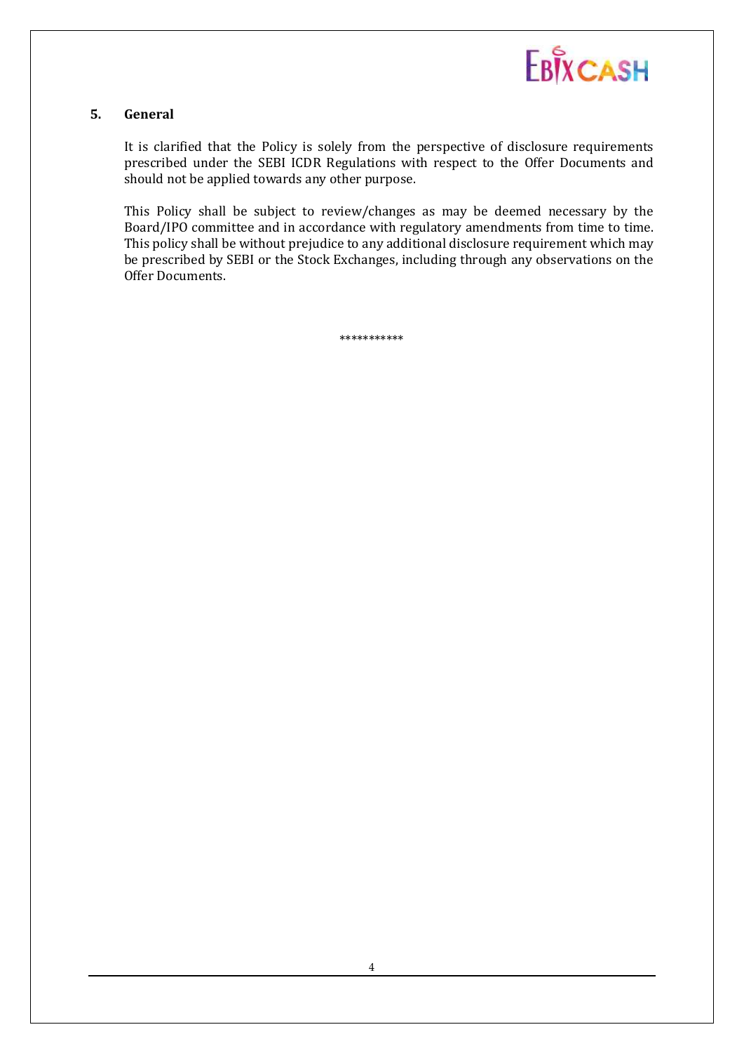## 5. General

It is clarified that the Policy is solely from the perspective of disclosure requirements prescribed under the SEBI ICDR Regulations with respect to the Offer Documents and should not be applied towards any other purpose.

This Policy shall be subject to review/changes as may be deemed necessary by the Board/IPO committee and in accordance with regulatory amendments from time to time. This policy shall be without prejudice to any additional disclosure requirement which may be prescribed by SEBI or the Stock Exchanges, including through any observations on the Offer Documents.

***********